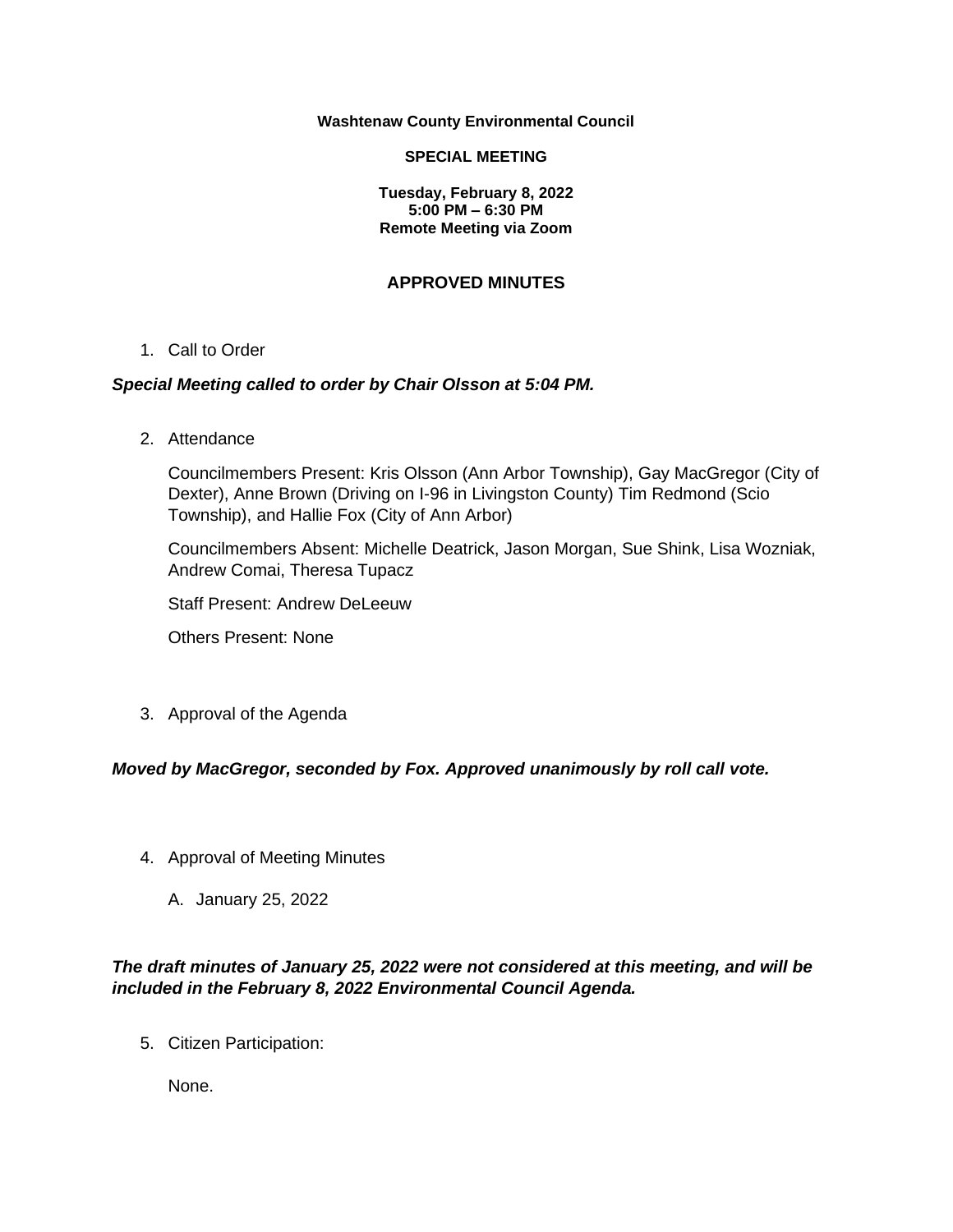**Washtenaw County Environmental Council**

**SPECIAL MEETING**

**Tuesday, February 8, 2022**
**5:00 PM – 6:30 PM**
**Remote Meeting via Zoom**

## APPROVED MINUTES

1. Call to Order

***Special Meeting called to order by Chair Olsson at 5:04 PM.***

2. Attendance

   Councilmembers Present: Kris Olsson (Ann Arbor Township), Gay MacGregor (City of Dexter), Anne Brown (Driving on I-96 in Livingston County) Tim Redmond (Scio Township), and Hallie Fox (City of Ann Arbor)

   Councilmembers Absent: Michelle Deatrick, Jason Morgan, Sue Shink, Lisa Wozniak, Andrew Comai, Theresa Tupacz

   Staff Present: Andrew DeLeeuw

   Others Present: None

3. Approval of the Agenda

***Moved by MacGregor, seconded by Fox. Approved unanimously by roll call vote.***

4. Approval of Meeting Minutes

   A. January 25, 2022

***The draft minutes of January 25, 2022 were not considered at this meeting, and will be included in the February 8, 2022 Environmental Council Agenda.***

5. Citizen Participation:

   None.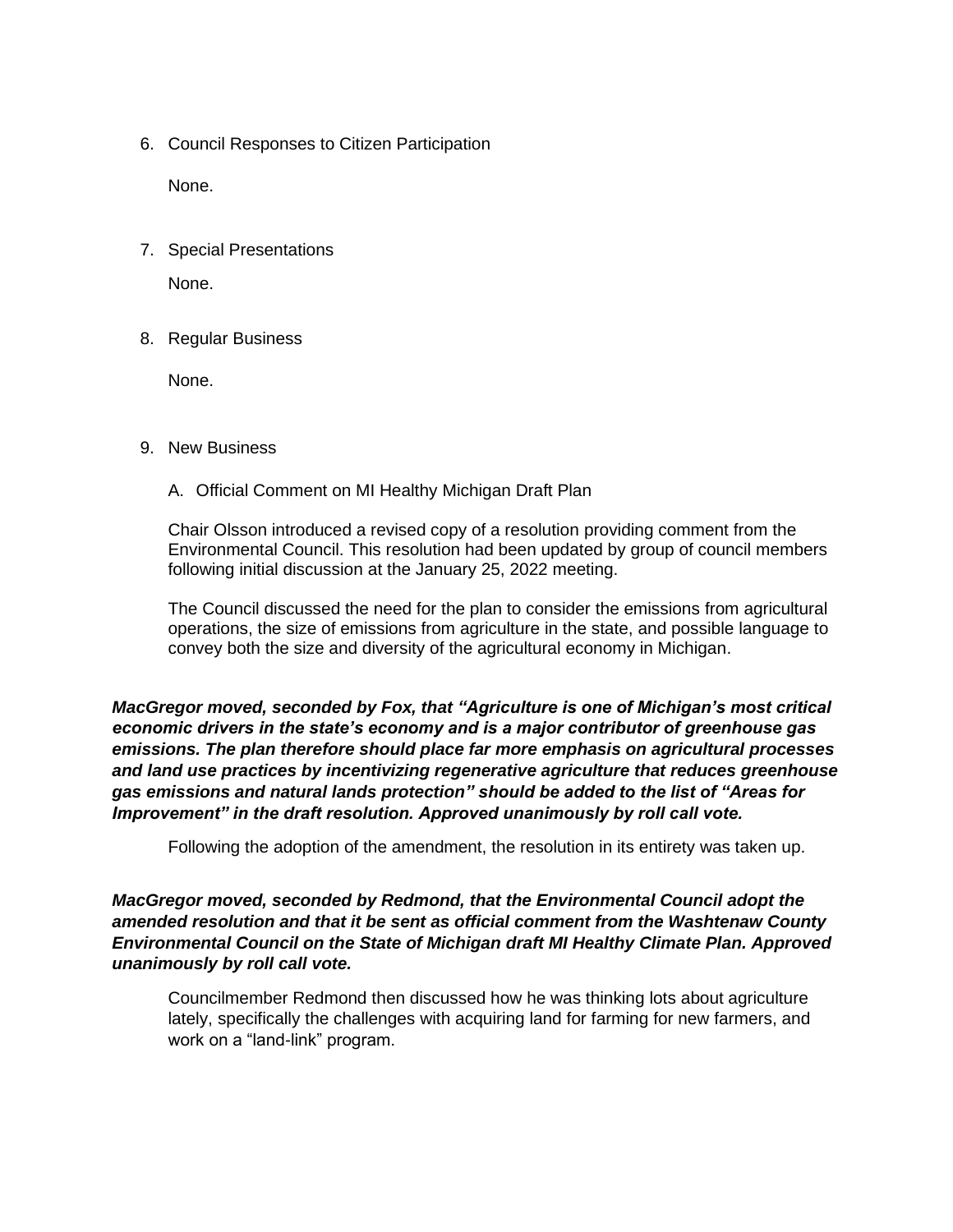6. Council Responses to Citizen Participation

   None.

7. Special Presentations

   None.

8. Regular Business

   None.

9. New Business

   A. Official Comment on MI Healthy Michigan Draft Plan

   Chair Olsson introduced a revised copy of a resolution providing comment from the Environmental Council. This resolution had been updated by group of council members following initial discussion at the January 25, 2022 meeting.

   The Council discussed the need for the plan to consider the emissions from agricultural operations, the size of emissions from agriculture in the state, and possible language to convey both the size and diversity of the agricultural economy in Michigan.

***MacGregor moved, seconded by Fox, that "Agriculture is one of Michigan's most critical economic drivers in the state's economy and is a major contributor of greenhouse gas emissions. The plan therefore should place far more emphasis on agricultural processes and land use practices by incentivizing regenerative agriculture that reduces greenhouse gas emissions and natural lands protection" should be added to the list of "Areas for Improvement" in the draft resolution. Approved unanimously by roll call vote.***

Following the adoption of the amendment, the resolution in its entirety was taken up.

***MacGregor moved, seconded by Redmond, that the Environmental Council adopt the amended resolution and that it be sent as official comment from the Washtenaw County Environmental Council on the State of Michigan draft MI Healthy Climate Plan. Approved unanimously by roll call vote.***

Councilmember Redmond then discussed how he was thinking lots about agriculture lately, specifically the challenges with acquiring land for farming for new farmers, and work on a "land-link" program.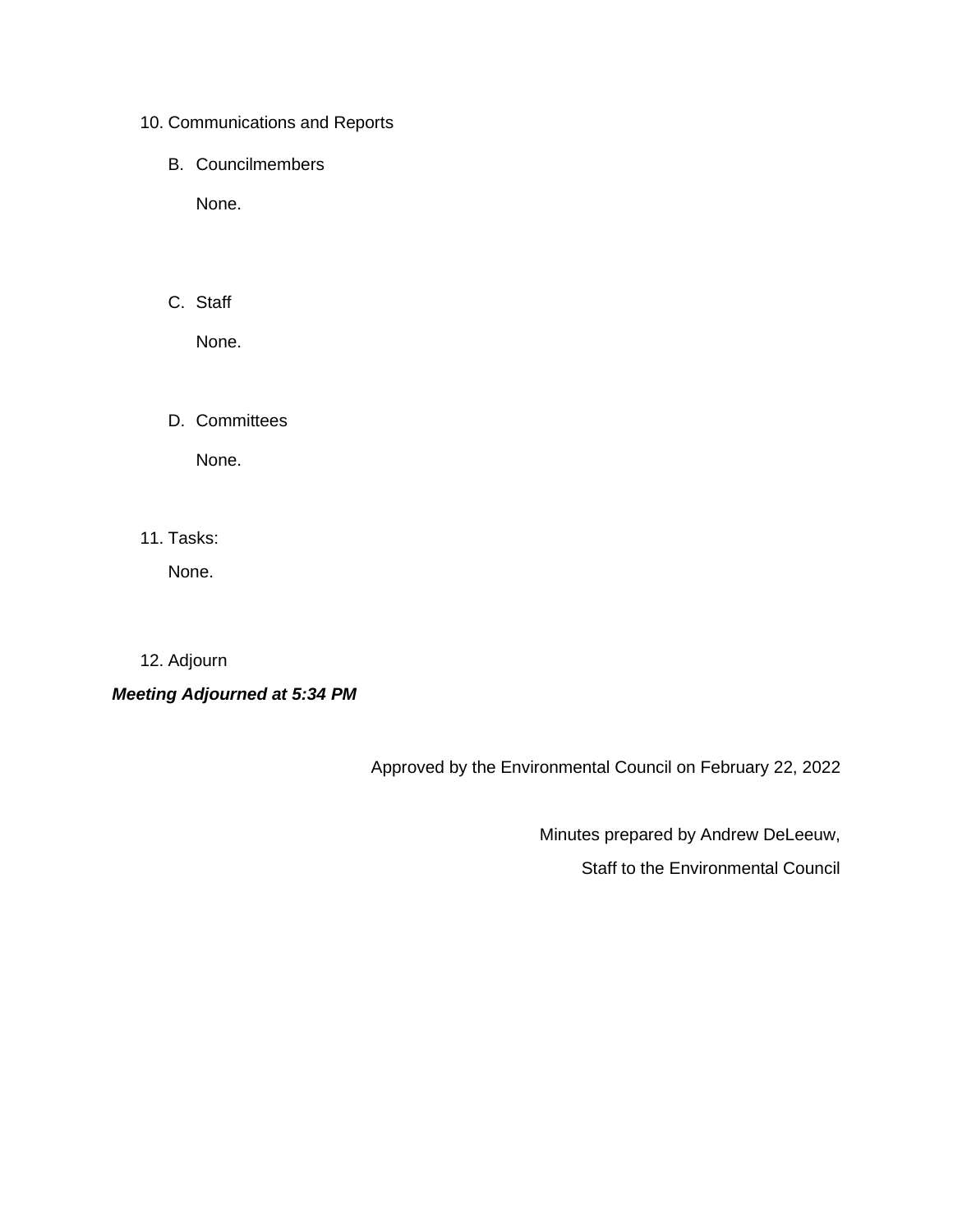10. Communications and Reports

    B. Councilmembers

       None.

    C. Staff

       None.

    D. Committees

       None.

11. Tasks:

    None.

12. Adjourn

***Meeting Adjourned at 5:34 PM***

Approved by the Environmental Council on February 22, 2022

Minutes prepared by Andrew DeLeeuw,

Staff to the Environmental Council